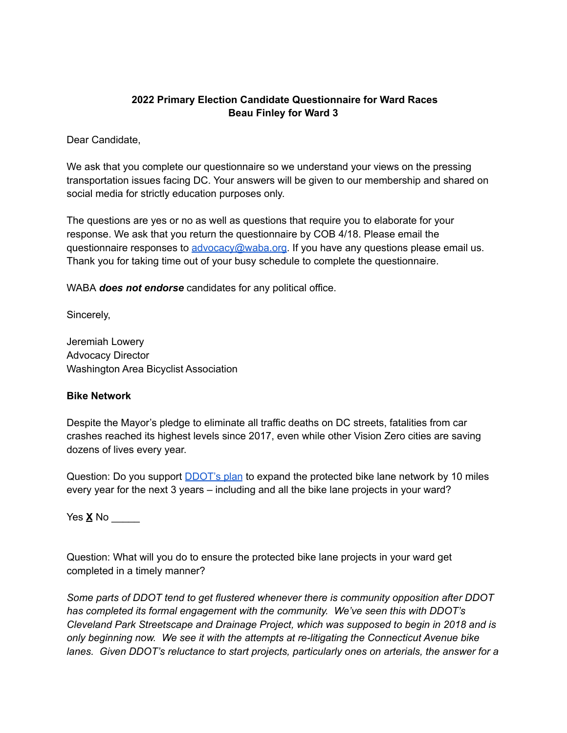**2022 Primary Election Candidate Questionnaire for Ward Races**
**Beau Finley for Ward 3**

Dear Candidate,

We ask that you complete our questionnaire so we understand your views on the pressing transportation issues facing DC. Your answers will be given to our membership and shared on social media for strictly education purposes only.

The questions are yes or no as well as questions that require you to elaborate for your response. We ask that you return the questionnaire by COB 4/18. Please email the questionnaire responses to [advocacy@waba.org](mailto:advocacy@waba.org). If you have any questions please email us. Thank you for taking time out of your busy schedule to complete the questionnaire.

WABA ***does not endorse*** candidates for any political office.

Sincerely,

Jeremiah Lowery
Advocacy Director
Washington Area Bicyclist Association

**Bike Network**

Despite the Mayor's pledge to eliminate all traffic deaths on DC streets, fatalities from car crashes reached its highest levels since 2017, even while other Vision Zero cities are saving dozens of lives every year.

Question: Do you support [DDOT's plan](#) to expand the protected bike lane network by 10 miles every year for the next 3 years – including and all the bike lane projects in your ward?

Yes **X** No _____

Question: What will you do to ensure the protected bike lane projects in your ward get completed in a timely manner?

*Some parts of DDOT tend to get flustered whenever there is community opposition after DDOT has completed its formal engagement with the community. We've seen this with DDOT's Cleveland Park Streetscape and Drainage Project, which was supposed to begin in 2018 and is only beginning now. We see it with the attempts at re-litigating the Connecticut Avenue bike lanes. Given DDOT's reluctance to start projects, particularly ones on arterials, the answer for a*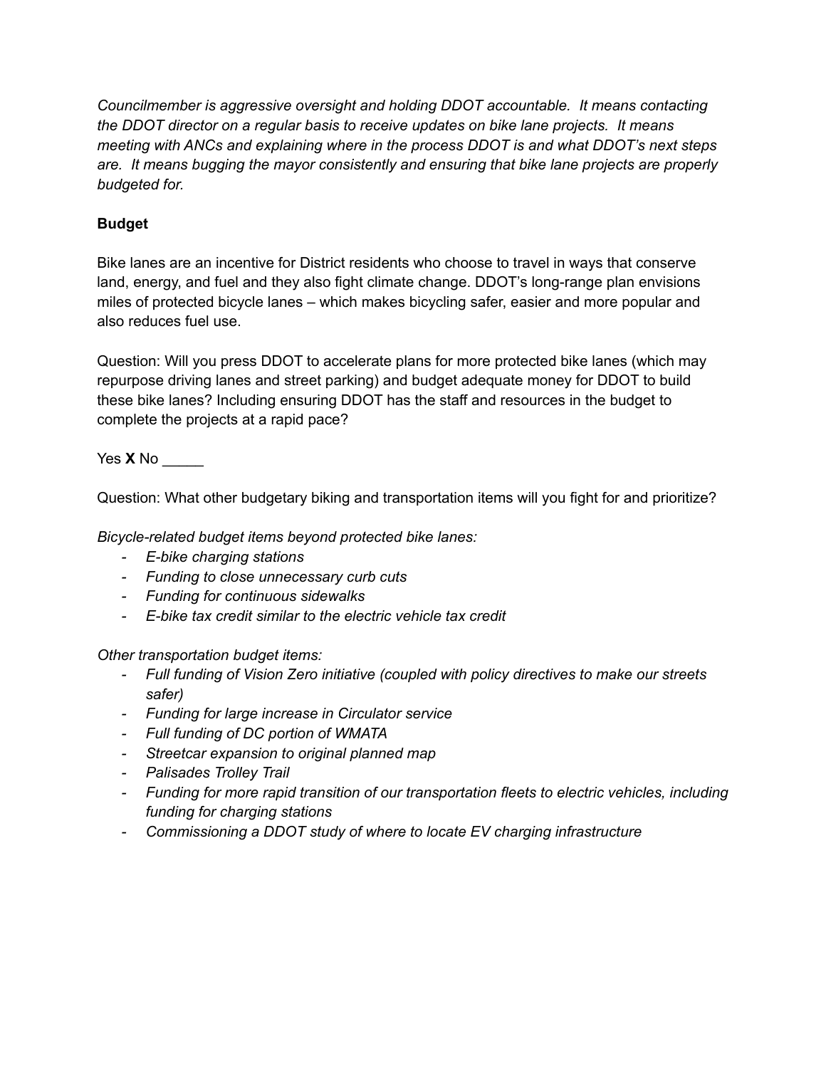*Councilmember is aggressive oversight and holding DDOT accountable. It means contacting the DDOT director on a regular basis to receive updates on bike lane projects. It means meeting with ANCs and explaining where in the process DDOT is and what DDOT's next steps are. It means bugging the mayor consistently and ensuring that bike lane projects are properly budgeted for.*

**Budget**

Bike lanes are an incentive for District residents who choose to travel in ways that conserve land, energy, and fuel and they also fight climate change. DDOT's long-range plan envisions miles of protected bicycle lanes – which makes bicycling safer, easier and more popular and also reduces fuel use.

Question: Will you press DDOT to accelerate plans for more protected bike lanes (which may repurpose driving lanes and street parking) and budget adequate money for DDOT to build these bike lanes? Including ensuring DDOT has the staff and resources in the budget to complete the projects at a rapid pace?

Yes **X** No _____

Question: What other budgetary biking and transportation items will you fight for and prioritize?

*Bicycle-related budget items beyond protected bike lanes:*

- *E-bike charging stations*
- *Funding to close unnecessary curb cuts*
- *Funding for continuous sidewalks*
- *E-bike tax credit similar to the electric vehicle tax credit*

*Other transportation budget items:*

- *Full funding of Vision Zero initiative (coupled with policy directives to make our streets safer)*
- *Funding for large increase in Circulator service*
- *Full funding of DC portion of WMATA*
- *Streetcar expansion to original planned map*
- *Palisades Trolley Trail*
- *Funding for more rapid transition of our transportation fleets to electric vehicles, including funding for charging stations*
- *Commissioning a DDOT study of where to locate EV charging infrastructure*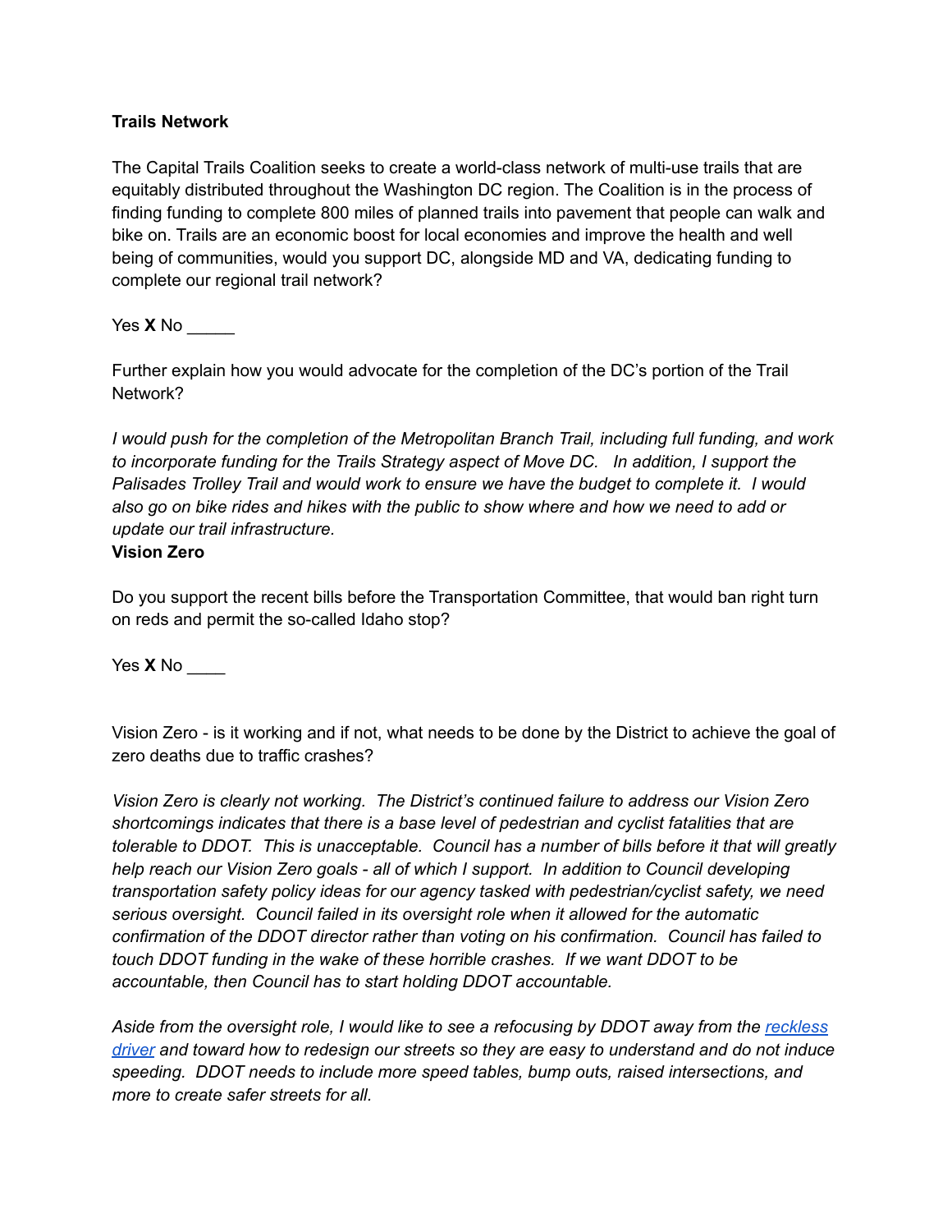**Trails Network**

The Capital Trails Coalition seeks to create a world-class network of multi-use trails that are equitably distributed throughout the Washington DC region. The Coalition is in the process of finding funding to complete 800 miles of planned trails into pavement that people can walk and bike on. Trails are an economic boost for local economies and improve the health and well being of communities, would you support DC, alongside MD and VA, dedicating funding to complete our regional trail network?

Yes **X** No _____

Further explain how you would advocate for the completion of the DC's portion of the Trail Network?

*I would push for the completion of the Metropolitan Branch Trail, including full funding, and work to incorporate funding for the Trails Strategy aspect of Move DC. In addition, I support the Palisades Trolley Trail and would work to ensure we have the budget to complete it. I would also go on bike rides and hikes with the public to show where and how we need to add or update our trail infrastructure.*

**Vision Zero**

Do you support the recent bills before the Transportation Committee, that would ban right turn on reds and permit the so-called Idaho stop?

Yes **X** No ____

Vision Zero - is it working and if not, what needs to be done by the District to achieve the goal of zero deaths due to traffic crashes?

*Vision Zero is clearly not working. The District's continued failure to address our Vision Zero shortcomings indicates that there is a base level of pedestrian and cyclist fatalities that are tolerable to DDOT. This is unacceptable. Council has a number of bills before it that will greatly help reach our Vision Zero goals - all of which I support. In addition to Council developing transportation safety policy ideas for our agency tasked with pedestrian/cyclist safety, we need serious oversight. Council failed in its oversight role when it allowed for the automatic confirmation of the DDOT director rather than voting on his confirmation. Council has failed to touch DDOT funding in the wake of these horrible crashes. If we want DDOT to be accountable, then Council has to start holding DDOT accountable.*

*Aside from the oversight role, I would like to see a refocusing by DDOT away from the reckless driver and toward how to redesign our streets so they are easy to understand and do not induce speeding. DDOT needs to include more speed tables, bump outs, raised intersections, and more to create safer streets for all.*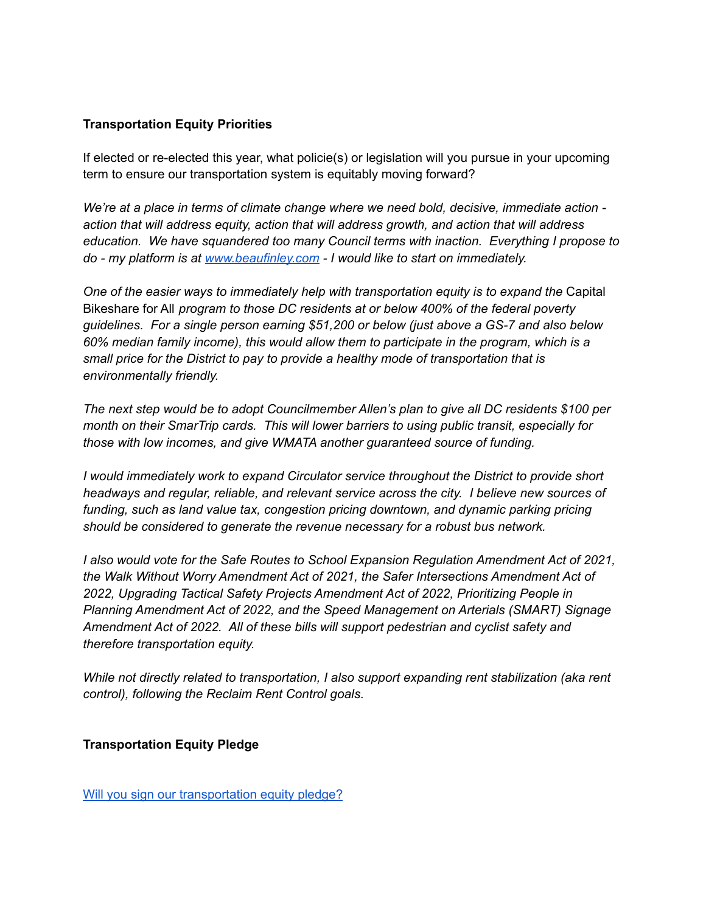**Transportation Equity Priorities**

If elected or re-elected this year, what policie(s) or legislation will you pursue in your upcoming term to ensure our transportation system is equitably moving forward?

*We're at a place in terms of climate change where we need bold, decisive, immediate action - action that will address equity, action that will address growth, and action that will address education. We have squandered too many Council terms with inaction. Everything I propose to do - my platform is at [www.beaufinley.com](http://www.beaufinley.com) - I would like to start on immediately.*

*One of the easier ways to immediately help with transportation equity is to expand the* Capital Bikeshare for All *program to those DC residents at or below 400% of the federal poverty guidelines. For a single person earning $51,200 or below (just above a GS-7 and also below 60% median family income), this would allow them to participate in the program, which is a small price for the District to pay to provide a healthy mode of transportation that is environmentally friendly.*

*The next step would be to adopt Councilmember Allen's plan to give all DC residents $100 per month on their SmarTrip cards. This will lower barriers to using public transit, especially for those with low incomes, and give WMATA another guaranteed source of funding.*

*I would immediately work to expand Circulator service throughout the District to provide short headways and regular, reliable, and relevant service across the city. I believe new sources of funding, such as land value tax, congestion pricing downtown, and dynamic parking pricing should be considered to generate the revenue necessary for a robust bus network.*

*I also would vote for the Safe Routes to School Expansion Regulation Amendment Act of 2021, the Walk Without Worry Amendment Act of 2021, the Safer Intersections Amendment Act of 2022, Upgrading Tactical Safety Projects Amendment Act of 2022, Prioritizing People in Planning Amendment Act of 2022, and the Speed Management on Arterials (SMART) Signage Amendment Act of 2022. All of these bills will support pedestrian and cyclist safety and therefore transportation equity.*

*While not directly related to transportation, I also support expanding rent stabilization (aka rent control), following the Reclaim Rent Control goals.*

**Transportation Equity Pledge**

[Will you sign our transportation equity pledge?]()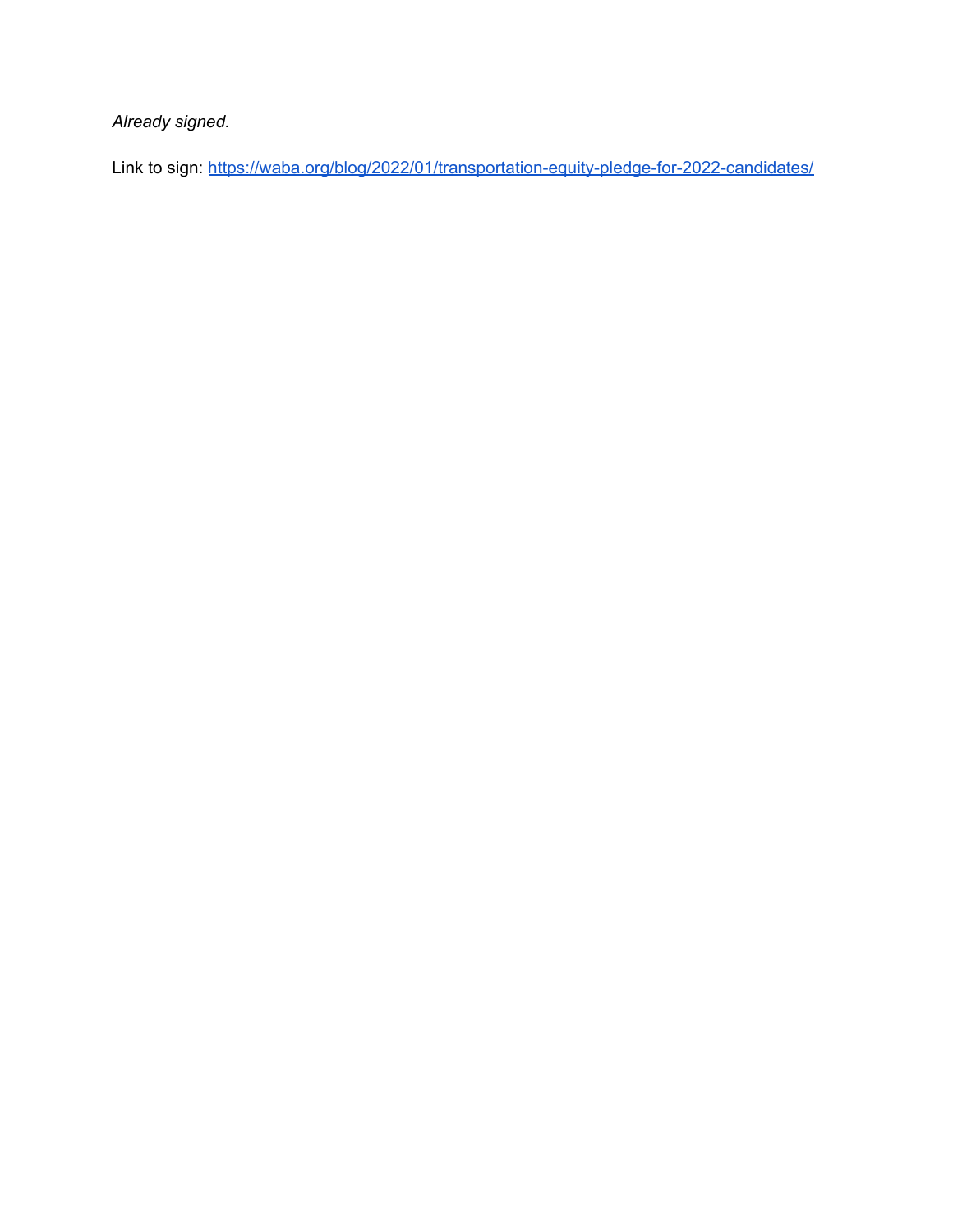*Already signed*.

Link to sign: https://waba.org/blog/2022/01/transportation-equity-pledge-for-2022-candidates/